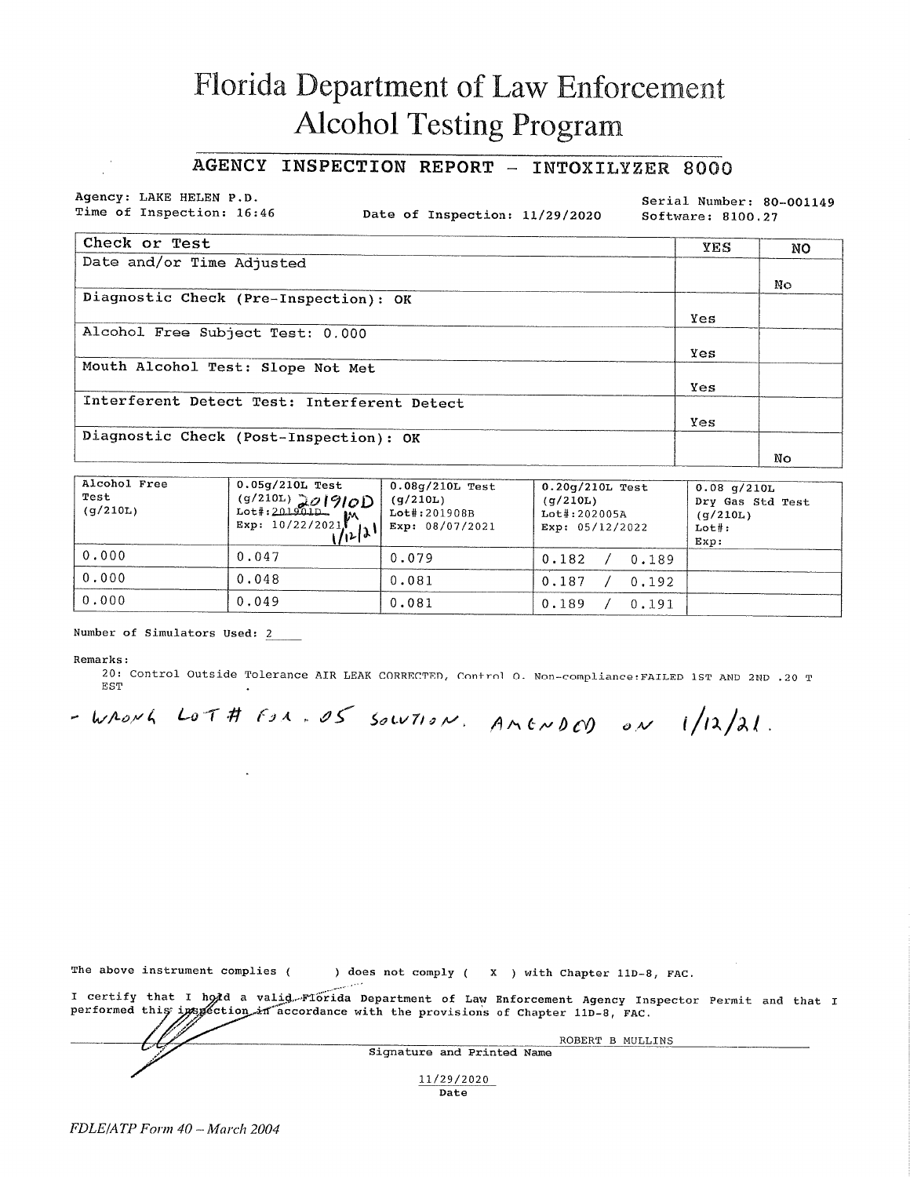# Florida Department of Law Enforcement
# Alcohol Testing Program

## AGENCY INSPECTION REPORT - INTOXILYZER 8000

Agency: LAKE HELEN P.D.
Time of Inspection: 16:46
Date of Inspection: 11/29/2020
Serial Number: 80-001149
Software: 8100.27

| Check or Test | YES | NO |
|---|---|---|
| Date and/or Time Adjusted | | No |
| Diagnostic Check (Pre-Inspection): OK | Yes | |
| Alcohol Free Subject Test: 0.000 | Yes | |
| Mouth Alcohol Test: Slope Not Met | Yes | |
| Interferent Detect Test: Interferent Detect | Yes | |
| Diagnostic Check (Post-Inspection): OK | | No |

| Alcohol Free Test (g/210L) | 0.05g/210L Test (g/210L) 201910D Lot#: ~~201901D~~ RM Exp: 10/22/2021 1/12/21 | 0.08g/210L Test (g/210L) Lot#:201908B Exp: 08/07/2021 | 0.20g/210L Test (g/210L) Lot#:202005A Exp: 05/12/2022 | 0.08 g/210L Dry Gas Std Test (g/210L) Lot#: Exp: |
|---|---|---|---|---|
| 0.000 | 0.047 | 0.079 | 0.182 / 0.189 | |
| 0.000 | 0.048 | 0.081 | 0.187 / 0.192 | |
| 0.000 | 0.049 | 0.081 | 0.189 / 0.191 | |

Number of Simulators Used: 2

Remarks:

20: Control Outside Tolerance AIR LEAK CORRECTED, Control 0. Non-compliance:FAILED 1ST AND 2ND .20 TEST

- WRONG LOT # FOR .05 SOLUTION. AMENDED ON 1/12/21.

The above instrument complies ( ) does not comply ( X ) with Chapter 11D-8, FAC.

I certify that I hold a valid Florida Department of Law Enforcement Agency Inspector Permit and that I performed this inspection in accordance with the provisions of Chapter 11D-8, FAC.

ROBERT B MULLINS
Signature and Printed Name

11/29/2020
Date

*FDLE/ATP Form 40 – March 2004*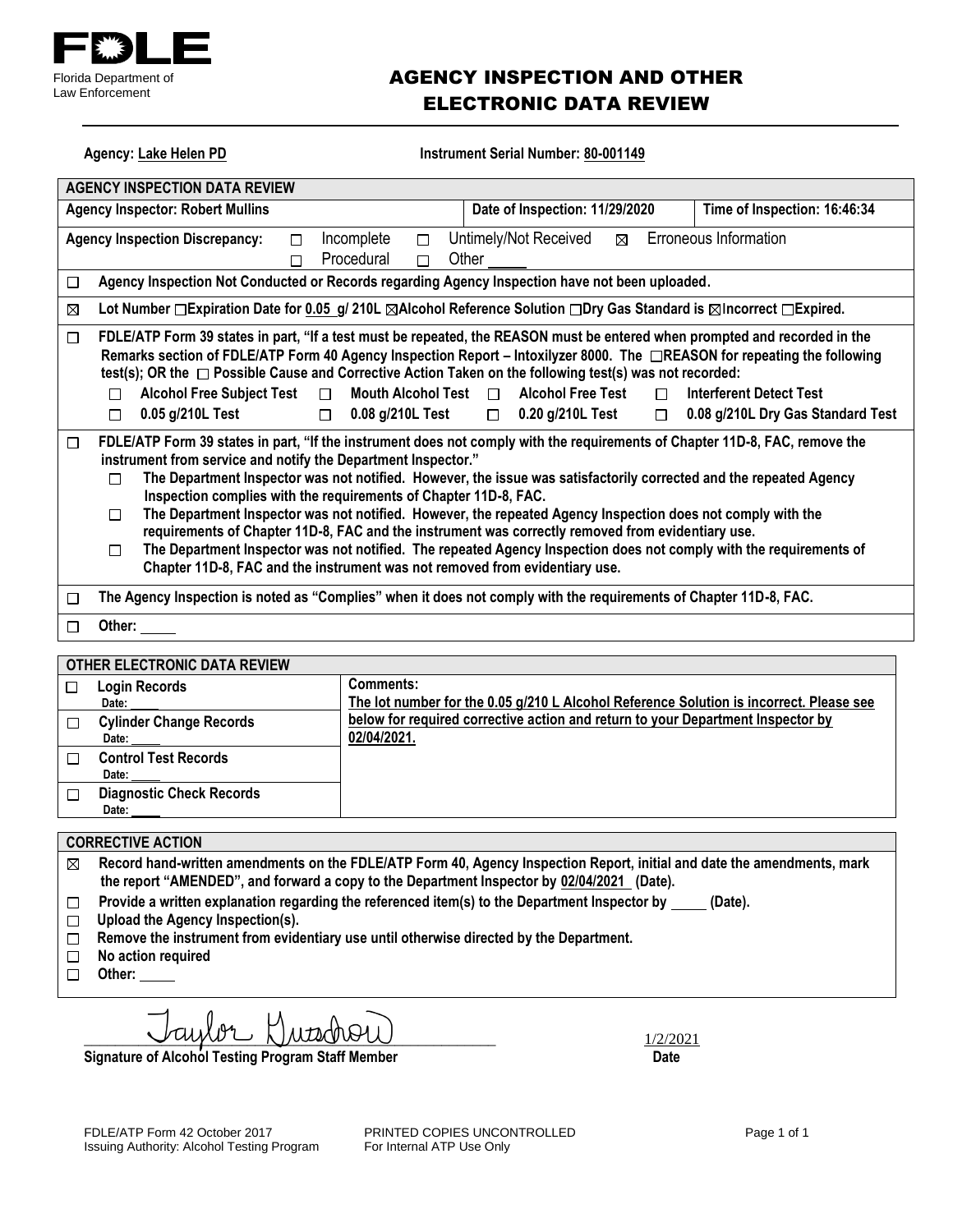**FDLE**
Florida Department of Law Enforcement

# AGENCY INSPECTION AND OTHER ELECTRONIC DATA REVIEW

**Agency:** Lake Helen PD **Instrument Serial Number:** 80-001149

## AGENCY INSPECTION DATA REVIEW

| Agency Inspector: Robert Mullins | Date of Inspection: 11/29/2020 | Time of Inspection: 16:46:34 |
|---|---|---|

**Agency Inspection Discrepancy:** ☐ Incomplete ☐ Untimely/Not Received ☒ Erroneous Information ☐ Procedural ☐ Other \_\_\_\_\_

☐ **Agency Inspection Not Conducted or Records regarding Agency Inspection have not been uploaded.**

☒ **Lot Number ☐Expiration Date for 0.05 g/ 210L ☒Alcohol Reference Solution ☐Dry Gas Standard is ☒Incorrect ☐Expired.**

☐ **FDLE/ATP Form 39 states in part, "If a test must be repeated, the REASON must be entered when prompted and recorded in the Remarks section of FDLE/ATP Form 40 Agency Inspection Report – Intoxilyzer 8000. The ☐REASON for repeating the following test(s); OR the ☐ Possible Cause and Corrective Action Taken on the following test(s) was not recorded:**

- ☐ **Alcohol Free Subject Test** ☐ **Mouth Alcohol Test** ☐ **Alcohol Free Test** ☐ **Interferent Detect Test**
- ☐ **0.05 g/210L Test** ☐ **0.08 g/210L Test** ☐ **0.20 g/210L Test** ☐ **0.08 g/210L Dry Gas Standard Test**

☐ **FDLE/ATP Form 39 states in part, "If the instrument does not comply with the requirements of Chapter 11D-8, FAC, remove the instrument from service and notify the Department Inspector."**

- ☐ **The Department Inspector was not notified. However, the issue was satisfactorily corrected and the repeated Agency Inspection complies with the requirements of Chapter 11D-8, FAC.**
- ☐ **The Department Inspector was not notified. However, the repeated Agency Inspection does not comply with the requirements of Chapter 11D-8, FAC and the instrument was correctly removed from evidentiary use.**
- ☐ **The Department Inspector was not notified. The repeated Agency Inspection does not comply with the requirements of Chapter 11D-8, FAC and the instrument was not removed from evidentiary use.**

☐ **The Agency Inspection is noted as "Complies" when it does not comply with the requirements of Chapter 11D-8, FAC.**

☐ **Other:** \_\_\_\_\_

## OTHER ELECTRONIC DATA REVIEW

| Records | Comments |
|---|---|
| ☐ **Login Records** Date: \_\_\_\_\_ | **Comments:** The lot number for the 0.05 g/210 L Alcohol Reference Solution is incorrect. Please see below for required corrective action and return to your Department Inspector by 02/04/2021. |
| ☐ **Cylinder Change Records** Date: \_\_\_\_\_ | |
| ☐ **Control Test Records** Date: \_\_\_\_\_ | |
| ☐ **Diagnostic Check Records** Date: \_\_\_\_\_ | |

## CORRECTIVE ACTION

- ☒ **Record hand-written amendments on the FDLE/ATP Form 40, Agency Inspection Report, initial and date the amendments, mark the report "AMENDED", and forward a copy to the Department Inspector by 02/04/2021 (Date).**
- ☐ **Provide a written explanation regarding the referenced item(s) to the Department Inspector by \_\_\_\_\_ (Date).**
- ☐ **Upload the Agency Inspection(s).**
- ☐ **Remove the instrument from evidentiary use until otherwise directed by the Department.**
- ☐ **No action required**
- ☐ **Other:** \_\_\_\_\_

Taylor Kutschow
**Signature of Alcohol Testing Program Staff Member**

1/2/2021
**Date**

FDLE/ATP Form 42 October 2017
Issuing Authority: Alcohol Testing Program

PRINTED COPIES UNCONTROLLED
For Internal ATP Use Only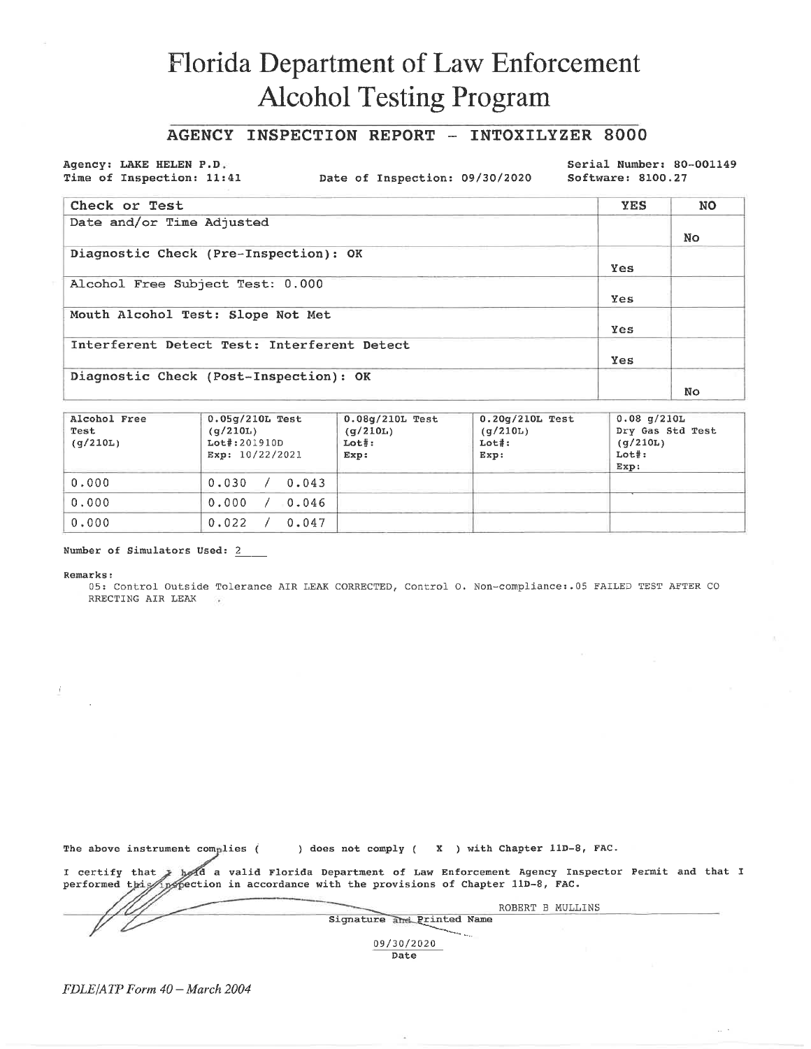# Florida Department of Law Enforcement
# Alcohol Testing Program

## AGENCY INSPECTION REPORT – INTOXILYZER 8000

Agency: LAKE HELEN P.D.
Time of Inspection: 11:41 Date of Inspection: 09/30/2020
Serial Number: 80-001149
Software: 8100.27

| Check or Test | YES | NO |
|---|---|---|
| Date and/or Time Adjusted | | No |
| Diagnostic Check (Pre-Inspection): OK | Yes | |
| Alcohol Free Subject Test: 0.000 | Yes | |
| Mouth Alcohol Test: Slope Not Met | Yes | |
| Interferent Detect Test: Interferent Detect | Yes | |
| Diagnostic Check (Post-Inspection): OK | | No |

| Alcohol Free Test (g/210L) | 0.05g/210L Test (g/210L) Lot#:201910D Exp: 10/22/2021 | 0.08g/210L Test (g/210L) Lot#: Exp: | 0.20g/210L Test (g/210L) Lot#: Exp: | 0.08 g/210L Dry Gas Std Test (g/210L) Lot#: Exp: |
|---|---|---|---|---|
| 0.000 | 0.030 / 0.043 | | | |
| 0.000 | 0.000 / 0.046 | | | |
| 0.000 | 0.022 / 0.047 | | | |

Number of Simulators Used: 2

Remarks:
05: Control Outside Tolerance AIR LEAK CORRECTED, Control 0. Non-compliance:.05 FAILED TEST AFTER CORRECTING AIR LEAK .

The above instrument complies ( ) does not comply ( X ) with Chapter 11D-8, FAC.

I certify that I held a valid Florida Department of Law Enforcement Agency Inspector Permit and that I performed this inspection in accordance with the provisions of Chapter 11D-8, FAC.

ROBERT B MULLINS
Signature and Printed Name

09/30/2020
Date

*FDLE/ATP Form 40 – March 2004*